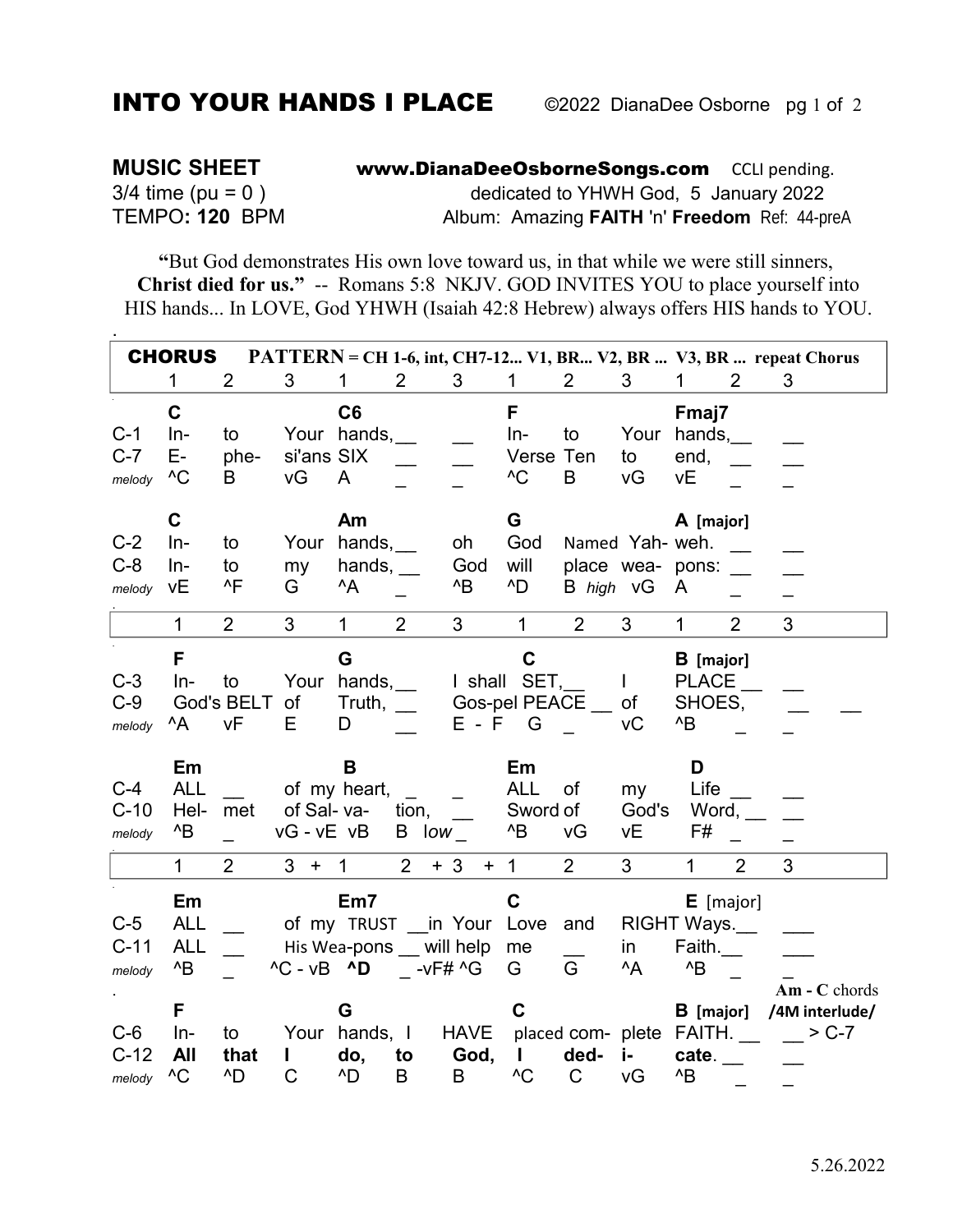# INTO YOUR HANDS I PLACE

©2022 DianaDee Osborne

**MUSIC SHEET** **www.DianaDeeOsborneSongs.com** CCLI pending.

3/4 time (pu = 0 ) dedicated to YHWH God, 5 January 2022

TEMPO**: 120** BPM Album: Amazing **FAITH** 'n' **Freedom** Ref: 44-preA

**"**But God demonstrates His own love toward us, in that while we were still sinners, **Christ died for us."** -- Romans 5:8 NKJV. GOD INVITES YOU to place yourself into HIS hands... In LOVE, God YHWH (Isaiah 42:8 Hebrew) always offers HIS hands to YOU.

**CHORUS** **PATTERN = CH 1-6, int, CH7-12... V1, BR... V2, BR ... V3, BR ... repeat Chorus**

| | 1 | 2 | 3 | 1 | 2 | 3 | 1 | 2 | 3 | 1 | 2 | 3 |
|---|---|---|---|---|---|---|---|---|---|---|---|---|
| | **C** | | | **C6** | | | **F** | | | **Fmaj7** | | |
| C-1 | In- | to | Your | hands,__ | __ | | In- | to | Your | hands,__ | __ | |
| C-7 | E- | phe- | si'ans | SIX | __ | __ | Verse | Ten | to | end, | __ | __ |
| *melody* | ^C | B | vG | A | _ | _ | ^C | B | vG | vE | _ | _ |
| | **C** | | | **Am** | | | **G** | | | **A** [major] | | |
| C-2 | In- | to | Your | hands,__ | | oh | God | Named | Yah- | weh. | __ | __ |
| C-8 | In- | to | my | hands, __ | | God | will | place | wea- | pons: | __ | __ |
| *melody* | vE | ^F | G | ^A | _ | ^B | ^D | B *high* | vG | A | _ | _ |

| | 1 | 2 | 3 | 1 | 2 | 3 | 1 | 2 | 3 | 1 | 2 | 3 |
|---|---|---|---|---|---|---|---|---|---|---|---|---|
| | **F** | | | **G** | | | **C** | | | **B** [major] | | |
| C-3 | In- | to | Your | hands, __ | | I shall | SET,__ | | I | PLACE __ | __ | |
| C-9 | God's BELT | | of | Truth, __ | | Gos-pel | PEACE __ | | of | SHOES, | __ | __ |
| *melody* | ^A | vF | E | D | __ | E - F | G | _ | vC | ^B | _ | _ |
| | **Em** | | | **B** | | | **Em** | | | **D** | | |
| C-4 | ALL | __ | of my | heart, | _ | _ | ALL | of | my | Life __ | __ | |
| C-10 | Hel- | met | of Sal- | va- | tion, | __ | Sword | of | God's | Word, __ | __ | |
| *melody* | ^B | _ | vG - vE | vB | B *low* | _ | ^B | vG | vE | F# | _ | _ |

| | 1 | 2 | 3 + | 1 | 2 + | 3 + | 1 | 2 | 3 | 1 | 2 | 3 |
|---|---|---|---|---|---|---|---|---|---|---|---|---|
| | **Em** | | | **Em7** | | | **C** | | | **E** [major] | | |
| C-5 | ALL | __ | of my | TRUST | __in | Your | Love | and | RIGHT | Ways.__ | ___ | |
| C-11 | ALL | __ | His Wea- | pons | __ will | help | me | __ | in | Faith.__ | ___ | |
| *melody* | ^B | _ | ^C - vB | **^D** | _ -vF# | ^G | G | G | ^A | ^B | _ | _ |
| | **F** | | | **G** | | | **C** | | | **B** [major] | **Am - C** chords /4M interlude/ | |
| C-6 | In- | to | Your | hands, | I | HAVE | placed | com- | plete | FAITH. __ | __ > C-7 | |
| C-12 | **All** | **that** | **I** | **do,** | **to** | **God,** | **I** | **ded-** | **i-** | **cate**. __ | __ | |
| *melody* | ^C | ^D | C | ^D | B | B | ^C | C | vG | ^B | _ | _ |

5.26.2022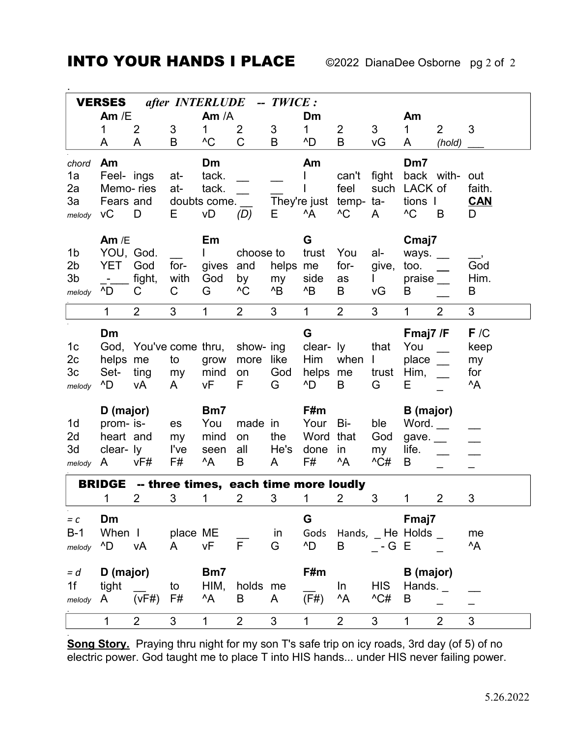# INTO YOUR HANDS I PLACE

©2022 DianaDee Osborne

| | | | | | | | | | | | | |
|---|---|---|---|---|---|---|---|---|---|---|---|---|
| **VERSES** *after INTERLUDE -- TWICE :* | | | | | | | | | | | | |
| | **Am** /E | | | **Am** /A | | | **Dm** | | | **Am** | | |
| | 1 | 2 | 3 | 1 | 2 | 3 | 1 | 2 | 3 | 1 | 2 | 3 |
| | A | A | B | ^C | C | B | ^D | B | vG | A | *(hold)* | ___ |
| *chord* | **Am** | | | **Dm** | | | **Am** | | | **Dm7** | | |
| 1a | Feel- | ings | at- | tack. | __ | __ | I | can't | fight | back | with- | out |
| 2a | Memo- | ries | at- | tack. | __ | __ | I | feel | such | LACK | of | faith. |
| 3a | Fears | and | doubts come. | | __ | They're just | | temp- | ta- | tions | I | **CAN** |
| *melody* | vC | D | E | vD | *(D)* | E | ^A | ^C | A | ^C | B | D |
| | **Am** /E | | | **Em** | | | **G** | | | **Cmaj7** | | |
| 1b | YOU, | God. | __ | I | choose to | | trust | You | al- | ways. | __ | __, |
| 2b | YET | God | for- | gives | and | helps | me | for- | give, | too. | __ | God |
| 3b | _-___ | fight, | with | God | by | my | side | as | I | praise | __ | Him. |
| *melody* | ^D | C | C | G | ^C | ^B | ^B | B | vG | B | __ | B |
| | 1 | 2 | 3 | 1 | 2 | 3 | 1 | 2 | 3 | 1 | 2 | 3 |
| | **Dm** | | | | | | **G** | | | **Fmaj7 /F** | | **F** /C |
| 1c | God, | You've come | | thru, | show- | ing | clear- | ly | that | You | __ | keep |
| 2c | helps | me | to | grow | more | like | Him | when | I | place | __ | my |
| 3c | Set- | ting | my | mind | on | God | helps | me | trust | Him, | __ | for |
| *melody* | ^D | vA | A | vF | F | G | ^D | B | G | E | _ | ^A |
| | **D (major)** | | | **Bm7** | | | **F#m** | | | **B (major)** | | |
| 1d | prom- | is- | es | You | made | in | Your | Bi- | ble | Word. | __ | __ |
| 2d | heart | and | my | mind | on | the | Word | that | God | gave. | __ | __ |
| 3d | clear- | ly | I've | seen | all | He's | done | in | my | life. | __ | __ |
| *melody* | A | vF# | F# | ^A | B | A | F# | ^A | ^C# | B | _ | _ |
| **BRIDGE** -- three times, each time more loudly | | | | | | | | | | | | |
| | 1 | 2 | 3 | 1 | 2 | 3 | 1 | 2 | 3 | 1 | 2 | 3 |
| *= c* | **Dm** | | | | | | **G** | | | **Fmaj7** | | |
| B-1 | When | I | place | ME | __ | in | Gods | Hands, | _ He | Holds | _ | me |
| *melody* | ^D | vA | A | vF | F | G | ^D | B | _ - G | E | _ | ^A |
| *= d* | **D (major)** | | | **Bm7** | | | **F#m** | | | **B (major)** | | |
| 1f | tight | __ | to | HIM, | holds | me | __ | In | HIS | Hands. _ | | __ |
| *melody* | A | (vF#) | F# | ^A | B | A | (F#) | ^A | ^C# | B | _ | _ |
| | 1 | 2 | 3 | 1 | 2 | 3 | 1 | 2 | 3 | 1 | 2 | 3 |

**Song Story.** Praying thru night for my son T's safe trip on icy roads, 3rd day (of 5) of no electric power. God taught me to place T into HIS hands... under HIS never failing power.

5.26.2022